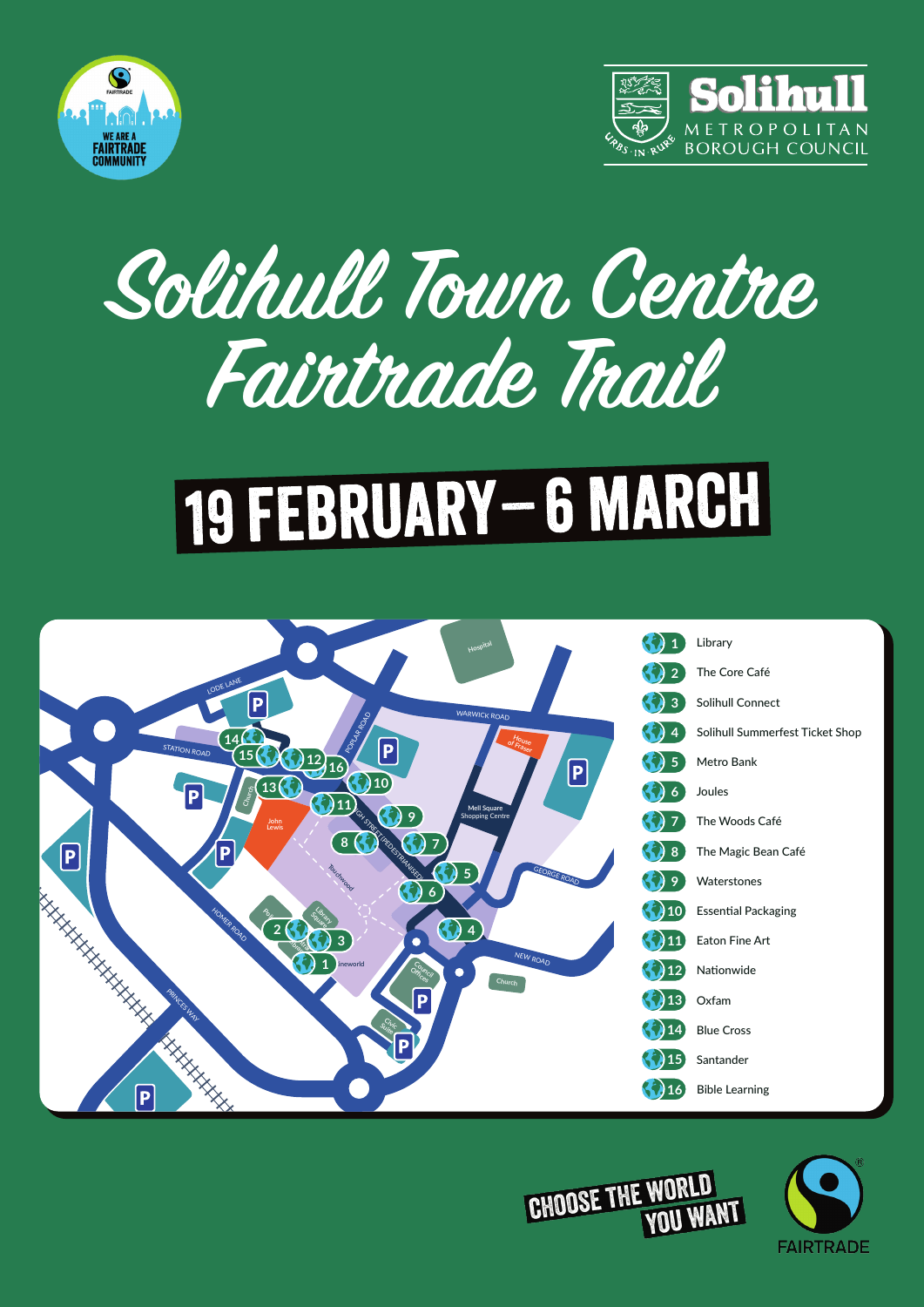WE ARE A FAIRTRADE COMMUNITY

Solihull Metropolitan Borough Council

# Solihull Town Centre Fairtrade Trail

## 19 FEBRUARY – 6 MARCH

1. Library
2. The Core Café
3. Solihull Connect
4. Solihull Summerfest Ticket Shop
5. Metro Bank
6. Joules
7. The Woods Café
8. The Magic Bean Café
9. Waterstones
10. Essential Packaging
11. Eaton Fine Art
12. Nationwide
13. Oxfam
14. Blue Cross
15. Santander
16. Bible Learning

CHOOSE THE WORLD YOU WANT

FAIRTRADE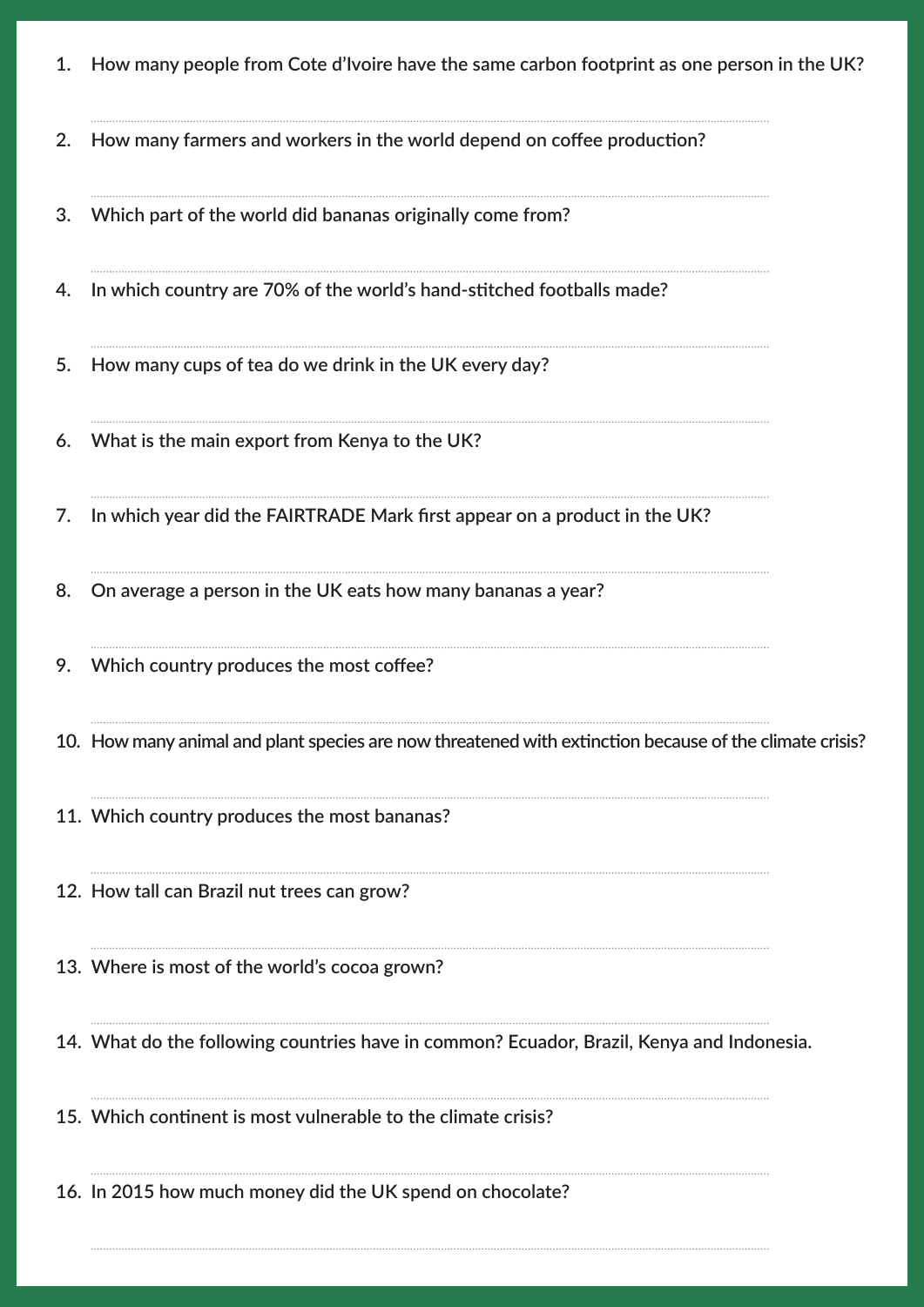1. How many people from Cote d'Ivoire have the same carbon footprint as one person in the UK?

2. How many farmers and workers in the world depend on coffee production?

3. Which part of the world did bananas originally come from?

4. In which country are 70% of the world's hand-stitched footballs made?

5. How many cups of tea do we drink in the UK every day?

6. What is the main export from Kenya to the UK?

7. In which year did the FAIRTRADE Mark first appear on a product in the UK?

8. On average a person in the UK eats how many bananas a year?

9. Which country produces the most coffee?

10. How many animal and plant species are now threatened with extinction because of the climate crisis?

11. Which country produces the most bananas?

12. How tall can Brazil nut trees can grow?

13. Where is most of the world's cocoa grown?

14. What do the following countries have in common? Ecuador, Brazil, Kenya and Indonesia.

15. Which continent is most vulnerable to the climate crisis?

16. In 2015 how much money did the UK spend on chocolate?